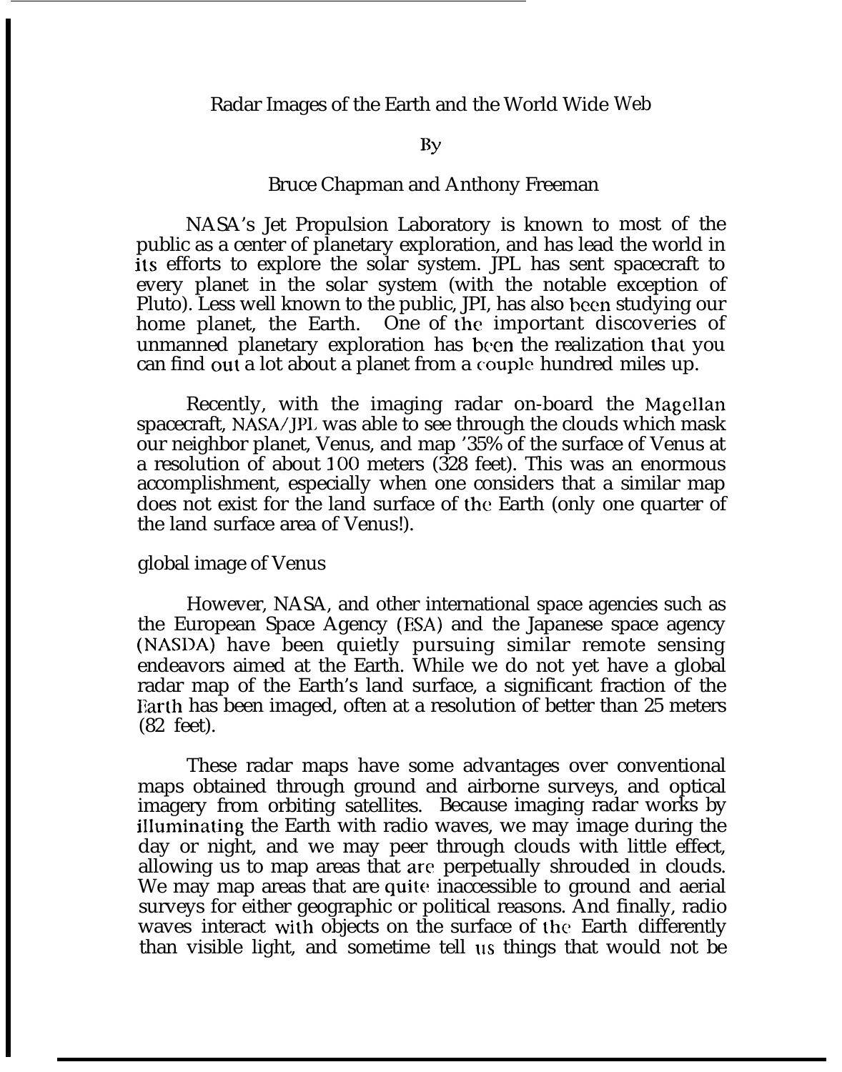# Radar Images of the Earth and the World Wide Web

By

Bruce Chapman and Anthony Freeman

NASA's Jet Propulsion Laboratory is known to most of the public as a center of planetary exploration, and has lead the world in its efforts to explore the solar system. JPL has sent spacecraft to every planet in the solar system (with the notable exception of Pluto). Less well known to the public, JPI, has also been studying our home planet, the Earth. One of the important discoveries of unmanned planetary exploration has been the realization that you can find out a lot about a planet from a couple hundred miles up.

Recently, with the imaging radar on-board the Magellan spacecraft, NASA/JPL was able to see through the clouds which mask our neighbor planet, Venus, and map '35% of the surface of Venus at a resolution of about 100 meters (328 feet). This was an enormous accomplishment, especially when one considers that a similar map does not exist for the land surface of the Earth (only one quarter of the land surface area of Venus!).

global image of Venus

However, NASA, and other international space agencies such as the European Space Agency (ESA) and the Japanese space agency (NASDA) have been quietly pursuing similar remote sensing endeavors aimed at the Earth. While we do not yet have a global radar map of the Earth's land surface, a significant fraction of the Earth has been imaged, often at a resolution of better than 25 meters (82 feet).

These radar maps have some advantages over conventional maps obtained through ground and airborne surveys, and optical imagery from orbiting satellites. Because imaging radar works by illuminating the Earth with radio waves, we may image during the day or night, and we may peer through clouds with little effect, allowing us to map areas that are perpetually shrouded in clouds. We may map areas that are quite inaccessible to ground and aerial surveys for either geographic or political reasons. And finally, radio waves interact with objects on the surface of the Earth differently than visible light, and sometime tell us things that would not be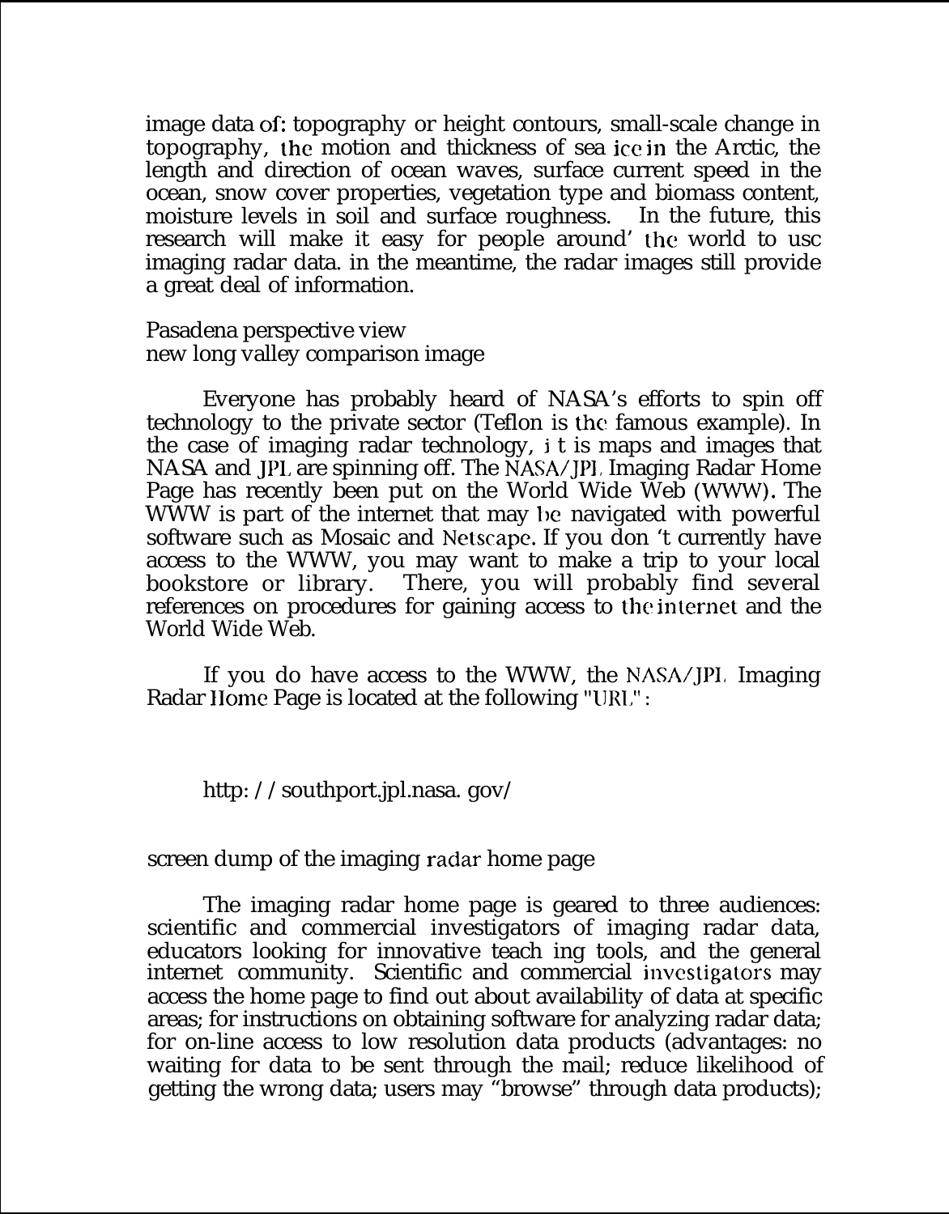image data of: topography or height contours, small-scale change in topography, the motion and thickness of sea ice in the Arctic, the length and direction of ocean waves, surface current speed in the ocean, snow cover properties, vegetation type and biomass content, moisture levels in soil and surface roughness. In the future, this research will make it easy for people around' the world to use imaging radar data. in the meantime, the radar images still provide a great deal of information.

Pasadena perspective view
new long valley comparison image

Everyone has probably heard of NASA's efforts to spin off technology to the private sector (Teflon is the famous example). In the case of imaging radar technology, i t is maps and images that NASA and JPL are spinning off. The NASA/JPL Imaging Radar Home Page has recently been put on the World Wide Web (WWW). The WWW is part of the internet that may be navigated with powerful software such as Mosaic and Netscape. If you don 't currently have access to the WWW, you may want to make a trip to your local bookstore or library. There, you will probably find several references on procedures for gaining access to the internet and the World Wide Web.

If you do have access to the WWW, the NASA/JPL Imaging Radar Home Page is located at the following "URL":

http: / / southport.jpl.nasa. gov/

screen dump of the imaging radar home page

The imaging radar home page is geared to three audiences: scientific and commercial investigators of imaging radar data, educators looking for innovative teach ing tools, and the general internet community. Scientific and commercial investigators may access the home page to find out about availability of data at specific areas; for instructions on obtaining software for analyzing radar data; for on-line access to low resolution data products (advantages: no waiting for data to be sent through the mail; reduce likelihood of getting the wrong data; users may "browse" through data products);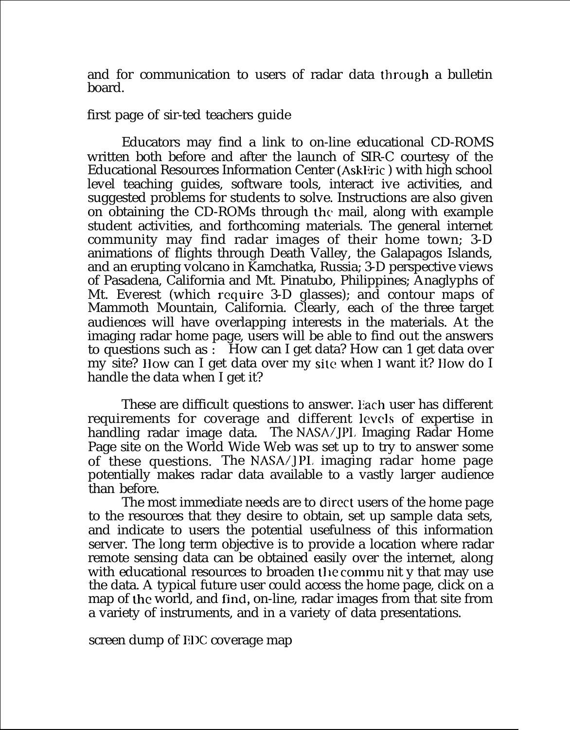and for communication to users of radar data through a bulletin board.

first page of sir-ted teachers guide

Educators may find a link to on-line educational CD-ROMS written both before and after the launch of SIR-C courtesy of the Educational Resources Information Center (AskEric) with high school level teaching guides, software tools, interact ive activities, and suggested problems for students to solve. Instructions are also given on obtaining the CD-ROMs through the mail, along with example student activities, and forthcoming materials. The general internet community may find radar images of their home town; 3-D animations of flights through Death Valley, the Galapagos Islands, and an erupting volcano in Kamchatka, Russia; 3-D perspective views of Pasadena, California and Mt. Pinatubo, Philippines; Anaglyphs of Mt. Everest (which require 3-D glasses); and contour maps of Mammoth Mountain, California. Clearly, each of the three target audiences will have overlapping interests in the materials. At the imaging radar home page, users will be able to find out the answers to questions such as : How can I get data? How can 1 get data over my site? How can I get data over my site when I want it? How do I handle the data when I get it?

These are difficult questions to answer. Each user has different requirements for coverage and different levels of expertise in handling radar image data. The NASA/JPL Imaging Radar Home Page site on the World Wide Web was set up to try to answer some of these questions. The NASA/JPL imaging radar home page potentially makes radar data available to a vastly larger audience than before.

The most immediate needs are to direct users of the home page to the resources that they desire to obtain, set up sample data sets, and indicate to users the potential usefulness of this information server. The long term objective is to provide a location where radar remote sensing data can be obtained easily over the internet, along with educational resources to broaden the commu nit y that may use the data. A typical future user could access the home page, click on a map of the world, and find, on-line, radar images from that site from a variety of instruments, and in a variety of data presentations.

screen dump of EDC coverage map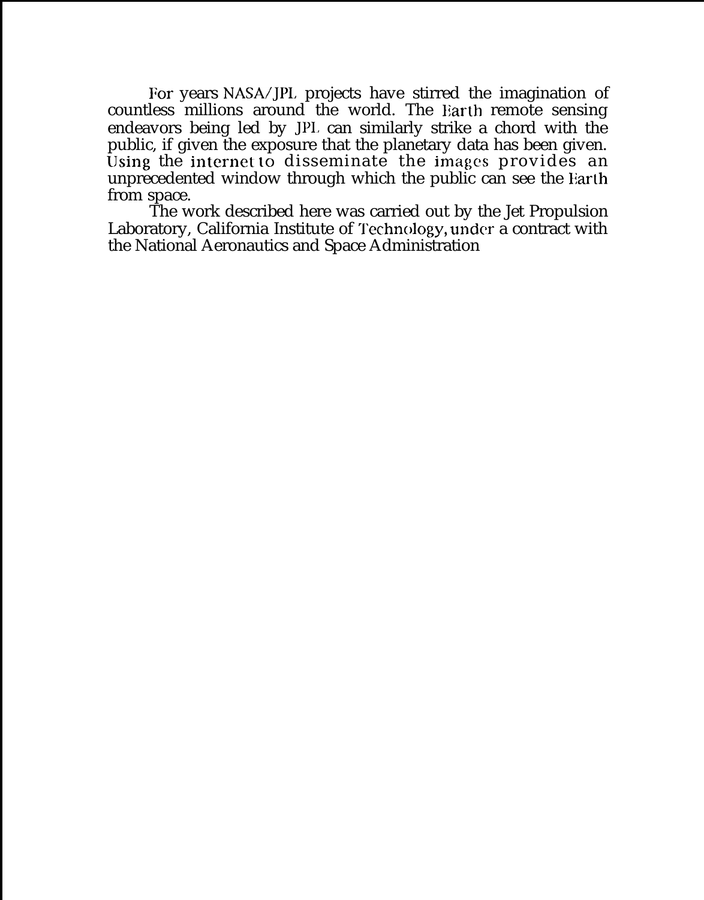For years NASA/JPL projects have stirred the imagination of countless millions around the world. The Earth remote sensing endeavors being led by JPL can similarly strike a chord with the public, if given the exposure that the planetary data has been given. Using the internet to disseminate the images provides an unprecedented window through which the public can see the Earth from space.

The work described here was carried out by the Jet Propulsion Laboratory, California Institute of Technology, under a contract with the National Aeronautics and Space Administration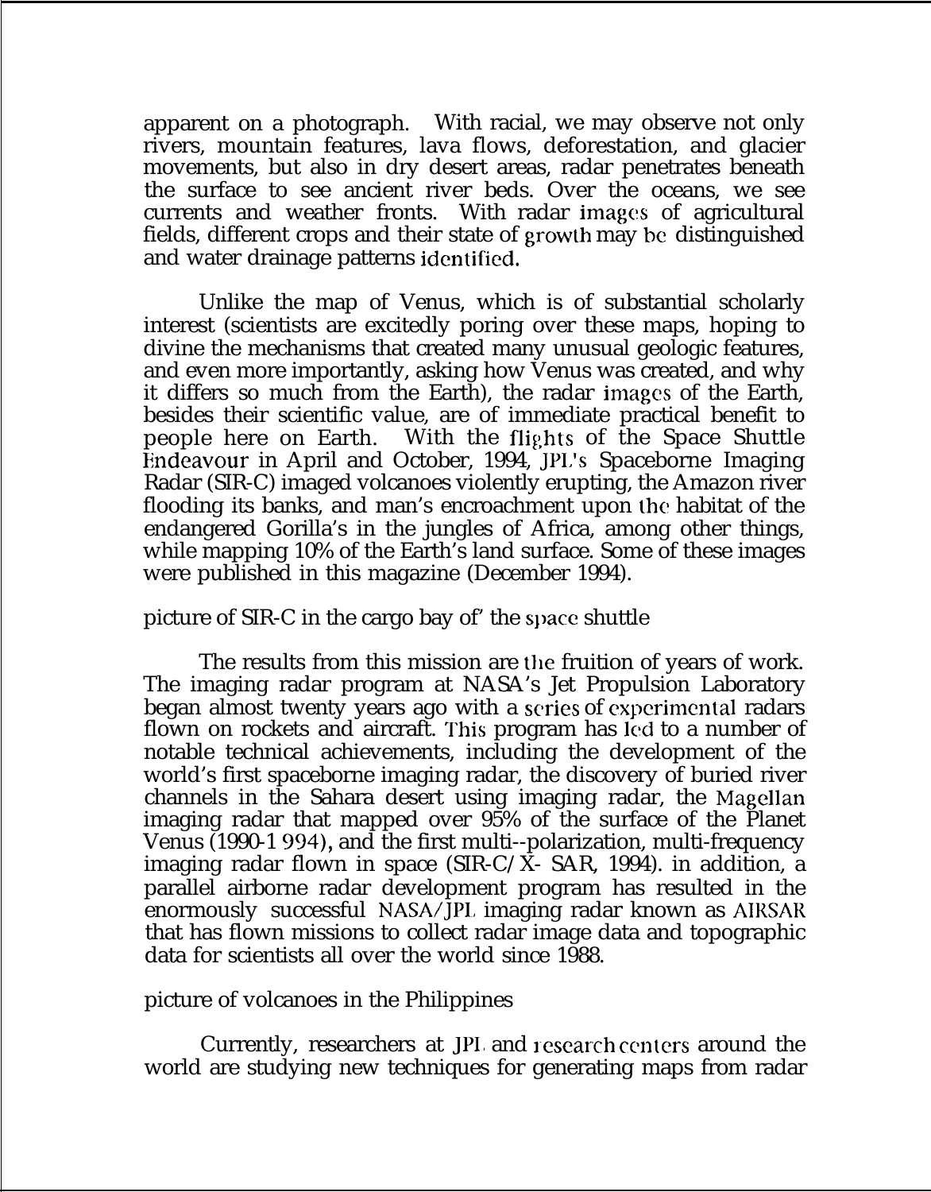apparent on a photograph. With racial, we may observe not only rivers, mountain features, lava flows, deforestation, and glacier movements, but also in dry desert areas, radar penetrates beneath the surface to see ancient river beds. Over the oceans, we see currents and weather fronts. With radar images of agricultural fields, different crops and their state of growth may be distinguished and water drainage patterns identified.

Unlike the map of Venus, which is of substantial scholarly interest (scientists are excitedly poring over these maps, hoping to divine the mechanisms that created many unusual geologic features, and even more importantly, asking how Venus was created, and why it differs so much from the Earth), the radar images of the Earth, besides their scientific value, are of immediate practical benefit to people here on Earth. With the flights of the Space Shuttle Endeavour in April and October, 1994, JPL's Spaceborne Imaging Radar (SIR-C) imaged volcanoes violently erupting, the Amazon river flooding its banks, and man's encroachment upon the habitat of the endangered Gorilla's in the jungles of Africa, among other things, while mapping 10% of the Earth's land surface. Some of these images were published in this magazine (December 1994).

picture of SIR-C in the cargo bay of' the space shuttle

The results from this mission are the fruition of years of work. The imaging radar program at NASA's Jet Propulsion Laboratory began almost twenty years ago with a series of experimental radars flown on rockets and aircraft. This program has led to a number of notable technical achievements, including the development of the world's first spaceborne imaging radar, the discovery of buried river channels in the Sahara desert using imaging radar, the Magellan imaging radar that mapped over 95% of the surface of the Planet Venus (1990-1 994), and the first multi--polarization, multi-frequency imaging radar flown in space (SIR-C/X- SAR, 1994). in addition, a parallel airborne radar development program has resulted in the enormously successful NASA/JPL imaging radar known as AIRSAR that has flown missions to collect radar image data and topographic data for scientists all over the world since 1988.

picture of volcanoes in the Philippines

Currently, researchers at JPL and research centers around the world are studying new techniques for generating maps from radar